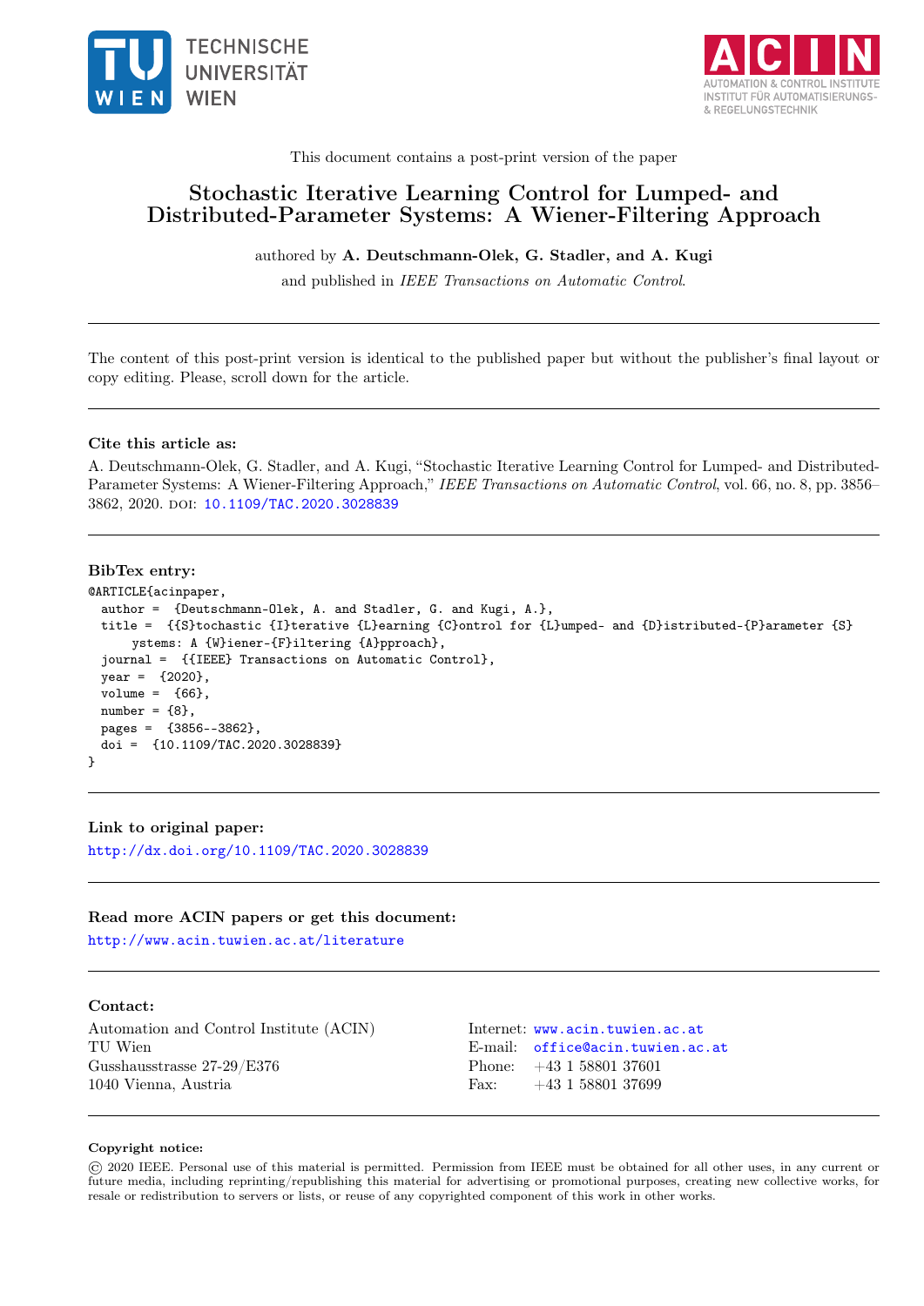This document contains a post-print version of the paper

# Stochastic Iterative Learning Control for Lumped- and Distributed-Parameter Systems: A Wiener-Filtering Approach

authored by **A. Deutschmann-Olek, G. Stadler, and A. Kugi**

and published in *IEEE Transactions on Automatic Control*.

---

The content of this post-print version is identical to the published paper but without the publisher's final layout or copy editing. Please, scroll down for the article.

---

### Cite this article as:

A. Deutschmann-Olek, G. Stadler, and A. Kugi, "Stochastic Iterative Learning Control for Lumped- and Distributed-Parameter Systems: A Wiener-Filtering Approach," *IEEE Transactions on Automatic Control*, vol. 66, no. 8, pp. 3856–3862, 2020. DOI: 10.1109/TAC.2020.3028839

---

### BibTex entry:

```
@ARTICLE{acinpaper,
  author =  {Deutschmann-Olek, A. and Stadler, G. and Kugi, A.},
  title =  {{S}tochastic {I}terative {L}earning {C}ontrol for {L}umped- and {D}istributed-{P}arameter {S}
      ystems: A {W}iener-{F}iltering {A}pproach},
  journal =  {{IEEE} Transactions on Automatic Control},
  year =  {2020},
  volume =  {66},
  number = {8},
  pages =  {3856--3862},
  doi =  {10.1109/TAC.2020.3028839}
}
```

---

### Link to original paper:

http://dx.doi.org/10.1109/TAC.2020.3028839

---

### Read more ACIN papers or get this document:

http://www.acin.tuwien.ac.at/literature

---

### Contact:

Automation and Control Institute (ACIN)
TU Wien
Gusshausstrasse 27-29/E376
1040 Vienna, Austria

Internet: www.acin.tuwien.ac.at
E-mail: office@acin.tuwien.ac.at
Phone: +43 1 58801 37601
Fax: +43 1 58801 37699

---

**Copyright notice:**

© 2020 IEEE. Personal use of this material is permitted. Permission from IEEE must be obtained for all other uses, in any current or future media, including reprinting/republishing this material for advertising or promotional purposes, creating new collective works, for resale or redistribution to servers or lists, or reuse of any copyrighted component of this work in other works.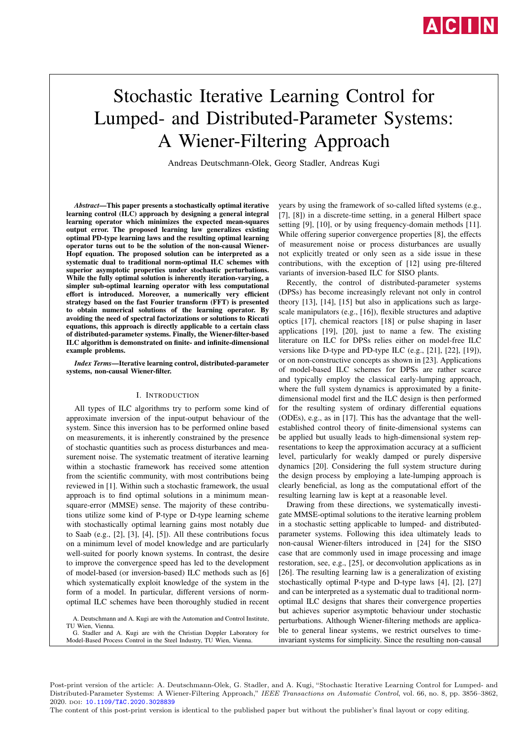# Stochastic Iterative Learning Control for Lumped- and Distributed-Parameter Systems: A Wiener-Filtering Approach

Andreas Deutschmann-Olek, Georg Stadler, Andreas Kugi

***Abstract*—This paper presents a stochastically optimal iterative learning control (ILC) approach by designing a general integral learning operator which minimizes the expected mean-squares output error. The proposed learning law generalizes existing optimal PD-type learning laws and the resulting optimal learning operator turns out to be the solution of the non-causal Wiener-Hopf equation. The proposed solution can be interpreted as a systematic dual to traditional norm-optimal ILC schemes with superior asymptotic properties under stochastic perturbations. While the fully optimal solution is inherently iteration-varying, a simpler sub-optimal learning operator with less computational effort is introduced. Moreover, a numerically very efficient strategy based on the fast Fourier transform (FFT) is presented to obtain numerical solutions of the learning operator. By avoiding the need of spectral factorizations or solutions to Riccati equations, this approach is directly applicable to a certain class of distributed-parameter systems. Finally, the Wiener-filter-based ILC algorithm is demonstrated on finite- and infinite-dimensional example problems.**

***Index Terms*—Iterative learning control, distributed-parameter systems, non-causal Wiener-filter.**

## I. Introduction

All types of ILC algorithms try to perform some kind of approximate inversion of the input-output behaviour of the system. Since this inversion has to be performed online based on measurements, it is inherently constrained by the presence of stochastic quantities such as process disturbances and measurement noise. The systematic treatment of iterative learning within a stochastic framework has received some attention from the scientific community, with most contributions being reviewed in [1]. Within such a stochastic framework, the usual approach is to find optimal solutions in a minimum mean-square-error (MMSE) sense. The majority of these contributions utilize some kind of P-type or D-type learning scheme with stochastically optimal learning gains most notably due to Saab (e.g., [2], [3], [4], [5]). All these contributions focus on a minimum level of model knowledge and are particularly well-suited for poorly known systems. In contrast, the desire to improve the convergence speed has led to the development of model-based (or inversion-based) ILC methods such as [6] which systematically exploit knowledge of the system in the form of a model. In particular, different versions of norm-optimal ILC schemes have been thoroughly studied in recent years by using the framework of so-called lifted systems (e.g., [7], [8]) in a discrete-time setting, in a general Hilbert space setting [9], [10], or by using frequency-domain methods [11]. While offering superior convergence properties [8], the effects of measurement noise or process disturbances are usually not explicitly treated or only seen as a side issue in these contributions, with the exception of [12] using pre-filtered variants of inversion-based ILC for SISO plants.

Recently, the control of distributed-parameter systems (DPSs) has become increasingly relevant not only in control theory [13], [14], [15] but also in applications such as large-scale manipulators (e.g., [16]), flexible structures and adaptive optics [17], chemical reactors [18] or pulse shaping in laser applications [19], [20], just to name a few. The existing literature on ILC for DPSs relies either on model-free ILC versions like D-type and PD-type ILC (e.g., [21], [22], [19]), or on non-constructive concepts as shown in [23]. Applications of model-based ILC schemes for DPSs are rather scarce and typically employ the classical early-lumping approach, where the full system dynamics is approximated by a finite-dimensional model first and the ILC design is then performed for the resulting system of ordinary differential equations (ODEs), e.g., as in [17]. This has the advantage that the well-established control theory of finite-dimensional systems can be applied but usually leads to high-dimensional system representations to keep the approximation accuracy at a sufficient level, particularly for weakly damped or purely dispersive dynamics [20]. Considering the full system structure during the design process by employing a late-lumping approach is clearly beneficial, as long as the computational effort of the resulting learning law is kept at a reasonable level.

Drawing from these directions, we systematically investigate MMSE-optimal solutions to the iterative learning problem in a stochastic setting applicable to lumped- and distributed-parameter systems. Following this idea ultimately leads to non-causal Wiener-filters introduced in [24] for the SISO case that are commonly used in image processing and image restoration, see, e.g., [25], or deconvolution applications as in [26]. The resulting learning law is a generalization of existing stochastically optimal P-type and D-type laws [4], [2], [27] and can be interpreted as a systematic dual to traditional norm-optimal ILC designs that shares their convergence properties but achieves superior asymptotic behaviour under stochastic perturbations. Although Wiener-filtering methods are applicable to general linear systems, we restrict ourselves to time-invariant systems for simplicity. Since the resulting non-causal

A. Deutschmann and A. Kugi are with the Automation and Control Institute, TU Wien, Vienna.

G. Stadler and A. Kugi are with the Christian Doppler Laboratory for Model-Based Process Control in the Steel Industry, TU Wien, Vienna.

Post-print version of the article: A. Deutschmann-Olek, G. Stadler, and A. Kugi, "Stochastic Iterative Learning Control for Lumped- and Distributed-Parameter Systems: A Wiener-Filtering Approach," *IEEE Transactions on Automatic Control*, vol. 66, no. 8, pp. 3856–3862, 2020. doi: 10.1109/TAC.2020.3028839

The content of this post-print version is identical to the published paper but without the publisher's final layout or copy editing.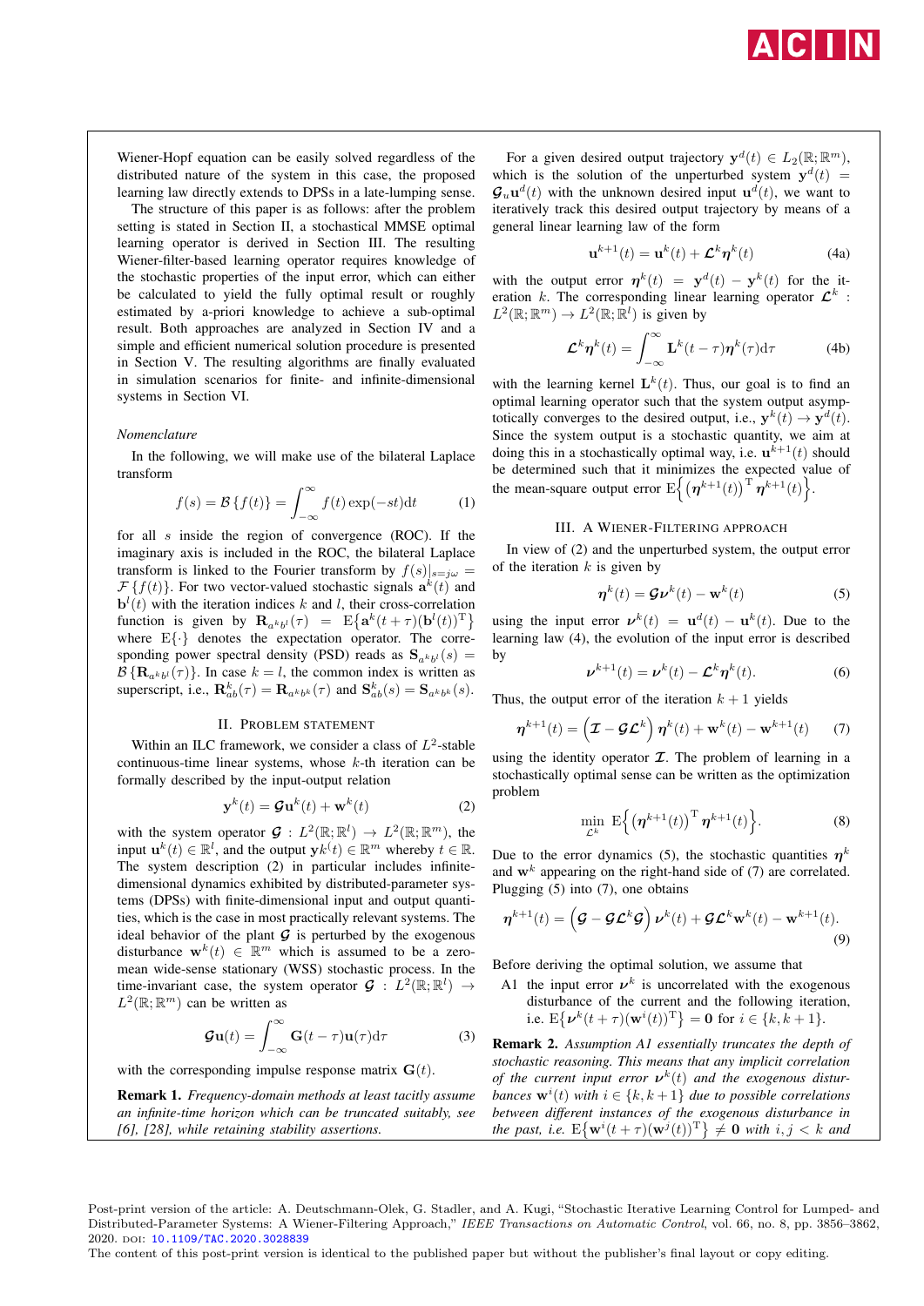Wiener-Hopf equation can be easily solved regardless of the distributed nature of the system in this case, the proposed learning law directly extends to DPSs in a late-lumping sense.

The structure of this paper is as follows: after the problem setting is stated in Section II, a stochastical MMSE optimal learning operator is derived in Section III. The resulting Wiener-filter-based learning operator requires knowledge of the stochastic properties of the input error, which can either be calculated to yield the fully optimal result or roughly estimated by a-priori knowledge to achieve a sub-optimal result. Both approaches are analyzed in Section IV and a simple and efficient numerical solution procedure is presented in Section V. The resulting algorithms are finally evaluated in simulation scenarios for finite- and infinite-dimensional systems in Section VI.

### *Nomenclature*

In the following, we will make use of the bilateral Laplace transform

$$f(s) = \mathcal{B}\{f(t)\} = \int_{-\infty}^{\infty} f(t)\exp(-st)\mathrm{d}t \tag{1}$$

for all $s$ inside the region of convergence (ROC). If the imaginary axis is included in the ROC, the bilateral Laplace transform is linked to the Fourier transform by $f(s)|_{s=j\omega} = \mathcal{F}\{f(t)\}$. For two vector-valued stochastic signals $\mathbf{a}^k(t)$ and $\mathbf{b}^l(t)$ with the iteration indices $k$ and $l$, their cross-correlation function is given by $\mathbf{R}_{a^k b^l}(\tau) = \mathrm{E}\{\mathbf{a}^k(t+\tau)(\mathbf{b}^l(t))^{\mathrm{T}}\}$ where $\mathrm{E}\{\cdot\}$ denotes the expectation operator. The corresponding power spectral density (PSD) reads as $\mathbf{S}_{a^k b^l}(s) = \mathcal{B}\{\mathbf{R}_{a^k b^l}(\tau)\}$. In case $k = l$, the common index is written as superscript, i.e., $\mathbf{R}^k_{ab}(\tau) = \mathbf{R}_{a^k b^k}(\tau)$ and $\mathbf{S}^k_{ab}(s) = \mathbf{S}_{a^k b^k}(s)$.

## II. Problem Statement

Within an ILC framework, we consider a class of $L^2$-stable continuous-time linear systems, whose $k$-th iteration can be formally described by the input-output relation

$$\mathbf{y}^k(t) = \mathcal{G}\mathbf{u}^k(t) + \mathbf{w}^k(t) \tag{2}$$

with the system operator $\mathcal{G} : L^2(\mathbb{R};\mathbb{R}^l) \to L^2(\mathbb{R};\mathbb{R}^m)$, the input $\mathbf{u}^k(t) \in \mathbb{R}^l$, and the output $\mathbf{y}^k(t) \in \mathbb{R}^m$ whereby $t \in \mathbb{R}$. The system description (2) in particular includes infinite-dimensional dynamics exhibited by distributed-parameter systems (DPSs) with finite-dimensional input and output quantities, which is the case in most practically relevant systems. The ideal behavior of the plant $\mathcal{G}$ is perturbed by the exogenous disturbance $\mathbf{w}^k(t) \in \mathbb{R}^m$ which is assumed to be a zero-mean wide-sense stationary (WSS) stochastic process. In the time-invariant case, the system operator $\mathcal{G} : L^2(\mathbb{R};\mathbb{R}^l) \to L^2(\mathbb{R};\mathbb{R}^m)$ can be written as

$$\mathcal{G}\mathbf{u}(t) = \int_{-\infty}^{\infty} \mathbf{G}(t-\tau)\mathbf{u}(\tau)\mathrm{d}\tau \tag{3}$$

with the corresponding impulse response matrix $\mathbf{G}(t)$.

**Remark 1.** *Frequency-domain methods at least tacitly assume an infinite-time horizon which can be truncated suitably, see [6], [28], while retaining stability assertions.*

For a given desired output trajectory $\mathbf{y}^d(t) \in L_2(\mathbb{R};\mathbb{R}^m)$, which is the solution of the unperturbed system $\mathbf{y}^d(t) = \mathcal{G}_u\mathbf{u}^d(t)$ with the unknown desired input $\mathbf{u}^d(t)$, we want to iteratively track this desired output trajectory by means of a general linear learning law of the form

$$\mathbf{u}^{k+1}(t) = \mathbf{u}^k(t) + \mathcal{L}^k\boldsymbol{\eta}^k(t) \tag{4a}$$

with the output error $\boldsymbol{\eta}^k(t) = \mathbf{y}^d(t) - \mathbf{y}^k(t)$ for the iteration $k$. The corresponding linear learning operator $\mathcal{L}^k : L^2(\mathbb{R};\mathbb{R}^m) \to L^2(\mathbb{R};\mathbb{R}^l)$ is given by

$$\mathcal{L}^k\boldsymbol{\eta}^k(t) = \int_{-\infty}^{\infty} \mathbf{L}^k(t-\tau)\boldsymbol{\eta}^k(\tau)\mathrm{d}\tau \tag{4b}$$

with the learning kernel $\mathbf{L}^k(t)$. Thus, our goal is to find an optimal learning operator such that the system output asymptotically converges to the desired output, i.e., $\mathbf{y}^k(t) \to \mathbf{y}^d(t)$. Since the system output is a stochastic quantity, we aim at doing this in a stochastically optimal way, i.e. $\mathbf{u}^{k+1}(t)$ should be determined such that it minimizes the expected value of the mean-square output error $\mathrm{E}\Big\{\big(\boldsymbol{\eta}^{k+1}(t)\big)^{\mathrm{T}}\boldsymbol{\eta}^{k+1}(t)\Big\}$.

## III. A Wiener-Filtering Approach

In view of (2) and the unperturbed system, the output error of the iteration $k$ is given by

$$\boldsymbol{\eta}^k(t) = \mathcal{G}\boldsymbol{\nu}^k(t) - \mathbf{w}^k(t) \tag{5}$$

using the input error $\boldsymbol{\nu}^k(t) = \mathbf{u}^d(t) - \mathbf{u}^k(t)$. Due to the learning law (4), the evolution of the input error is described by

$$\boldsymbol{\nu}^{k+1}(t) = \boldsymbol{\nu}^k(t) - \mathcal{L}^k\boldsymbol{\eta}^k(t). \tag{6}$$

Thus, the output error of the iteration $k+1$ yields

$$\boldsymbol{\eta}^{k+1}(t) = \Big(\mathcal{I} - \mathcal{G}\mathcal{L}^k\Big)\boldsymbol{\eta}^k(t) + \mathbf{w}^k(t) - \mathbf{w}^{k+1}(t) \tag{7}$$

using the identity operator $\mathcal{I}$. The problem of learning in a stochastically optimal sense can be written as the optimization problem

$$\min_{\mathcal{L}^k} \mathrm{E}\Big\{\big(\boldsymbol{\eta}^{k+1}(t)\big)^{\mathrm{T}}\boldsymbol{\eta}^{k+1}(t)\Big\}. \tag{8}$$

Due to the error dynamics (5), the stochastic quantities $\boldsymbol{\eta}^k$ and $\mathbf{w}^k$ appearing on the right-hand side of (7) are correlated. Plugging (5) into (7), one obtains

$$\boldsymbol{\eta}^{k+1}(t) = \Big(\mathcal{G} - \mathcal{G}\mathcal{L}^k\mathcal{G}\Big)\boldsymbol{\nu}^k(t) + \mathcal{G}\mathcal{L}^k\mathbf{w}^k(t) - \mathbf{w}^{k+1}(t). \tag{9}$$

Before deriving the optimal solution, we assume that

- A1 the input error $\boldsymbol{\nu}^k$ is uncorrelated with the exogenous disturbance of the current and the following iteration, i.e. $\mathrm{E}\{\boldsymbol{\nu}^k(t+\tau)(\mathbf{w}^i(t))^{\mathrm{T}}\} = \mathbf{0}$ for $i \in \{k, k+1\}$.

**Remark 2.** *Assumption A1 essentially truncates the depth of stochastic reasoning. This means that any implicit correlation of the current input error $\boldsymbol{\nu}^k(t)$ and the exogenous disturbances $\mathbf{w}^i(t)$ with $i \in \{k, k+1\}$ due to possible correlations between different instances of the exogenous disturbance in the past, i.e. $\mathrm{E}\{\mathbf{w}^i(t+\tau)(\mathbf{w}^j(t))^{\mathrm{T}}\} \neq \mathbf{0}$ with $i, j < k$ and*

Post-print version of the article: A. Deutschmann-Olek, G. Stadler, and A. Kugi, "Stochastic Iterative Learning Control for Lumped- and Distributed-Parameter Systems: A Wiener-Filtering Approach," *IEEE Transactions on Automatic Control*, vol. 66, no. 8, pp. 3856–3862, 2020. DOI: 10.1109/TAC.2020.3028839

The content of this post-print version is identical to the published paper but without the publisher's final layout or copy editing.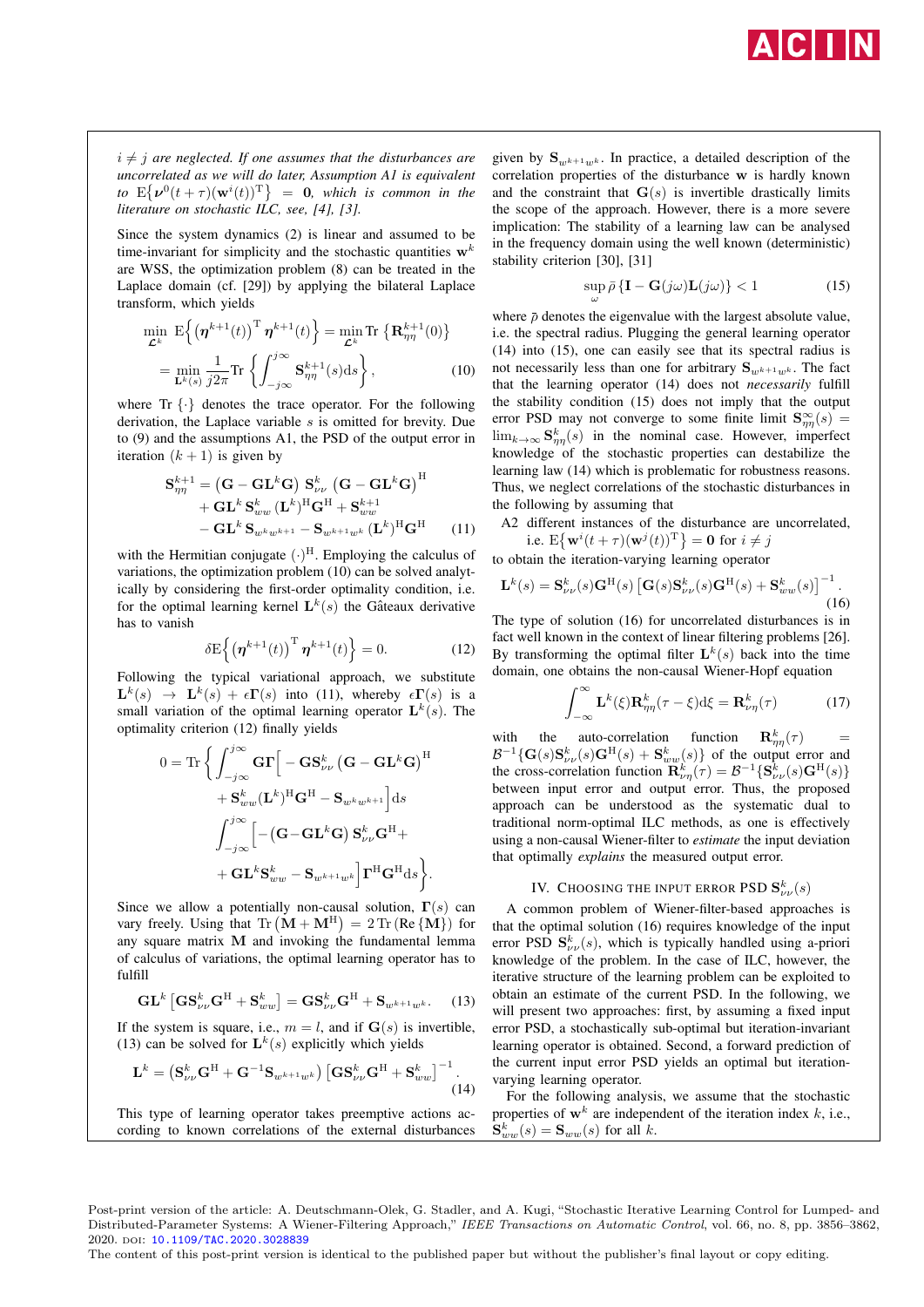*$i \neq j$ are neglected. If one assumes that the disturbances are uncorrelated as we will do later, Assumption A1 is equivalent to $\mathrm{E}\big\{\boldsymbol{\nu}^0(t+\tau)(\mathbf{w}^i(t))^{\mathrm{T}}\big\} = \mathbf{0}$, which is common in the literature on stochastic ILC, see, [4], [3].*

Since the system dynamics (2) is linear and assumed to be time-invariant for simplicity and the stochastic quantities $\mathbf{w}^k$ are WSS, the optimization problem (8) can be treated in the Laplace domain (cf. [29]) by applying the bilateral Laplace transform, which yields

$$
\begin{aligned}
\min_{\mathcal{L}^k} \ \mathrm{E}\Big\{\big(\boldsymbol{\eta}^{k+1}(t)\big)^{\mathrm{T}}\boldsymbol{\eta}^{k+1}(t)\Big\} &= \min_{\mathcal{L}^k} \mathrm{Tr}\left\{\mathbf{R}^{k+1}_{\eta\eta}(0)\right\} \\
&= \min_{\mathbf{L}^k(s)} \frac{1}{j2\pi}\mathrm{Tr}\left\{\int_{-j\infty}^{j\infty}\mathbf{S}^{k+1}_{\eta\eta}(s)\mathrm{d}s\right\},
\end{aligned} \tag{10}
$$

where $\mathrm{Tr}\left\{\cdot\right\}$ denotes the trace operator. For the following derivation, the Laplace variable $s$ is omitted for brevity. Due to (9) and the assumptions A1, the PSD of the output error in iteration $(k+1)$ is given by

$$
\begin{aligned}
\mathbf{S}^{k+1}_{\eta\eta} &= \left(\mathbf{G}-\mathbf{G}\mathbf{L}^k\mathbf{G}\right)\mathbf{S}^k_{\nu\nu}\left(\mathbf{G}-\mathbf{G}\mathbf{L}^k\mathbf{G}\right)^{\mathrm{H}} \\
&\quad + \mathbf{G}\mathbf{L}^k\mathbf{S}^k_{ww}(\mathbf{L}^k)^{\mathrm{H}}\mathbf{G}^{\mathrm{H}} + \mathbf{S}^{k+1}_{ww} \\
&\quad - \mathbf{G}\mathbf{L}^k\mathbf{S}_{w^k w^{k+1}} - \mathbf{S}_{w^{k+1}w^k}(\mathbf{L}^k)^{\mathrm{H}}\mathbf{G}^{\mathrm{H}}
\end{aligned} \tag{11}
$$

with the Hermitian conjugate $(\cdot)^{\mathrm{H}}$. Employing the calculus of variations, the optimization problem (10) can be solved analytically by considering the first-order optimality condition, i.e. for the optimal learning kernel $\mathbf{L}^k(s)$ the Gâteaux derivative has to vanish

$$
\delta\mathrm{E}\Big\{\big(\boldsymbol{\eta}^{k+1}(t)\big)^{\mathrm{T}}\boldsymbol{\eta}^{k+1}(t)\Big\} = 0. \tag{12}
$$

Following the typical variational approach, we substitute $\mathbf{L}^k(s) \to \mathbf{L}^k(s) + \epsilon\boldsymbol{\Gamma}(s)$ into (11), whereby $\epsilon\boldsymbol{\Gamma}(s)$ is a small variation of the optimal learning operator $\mathbf{L}^k(s)$. The optimality criterion (12) finally yields

$$
\begin{aligned}
0 = \mathrm{Tr}\Bigg\{ &\int_{-j\infty}^{j\infty}\mathbf{G}\boldsymbol{\Gamma}\Big[-\mathbf{G}\mathbf{S}^k_{\nu\nu}\left(\mathbf{G}-\mathbf{G}\mathbf{L}^k\mathbf{G}\right)^{\mathrm{H}} \\
&+ \mathbf{S}^k_{ww}(\mathbf{L}^k)^{\mathrm{H}}\mathbf{G}^{\mathrm{H}} - \mathbf{S}_{w^k w^{k+1}}\Big]\mathrm{d}s \\
&\int_{-j\infty}^{j\infty}\Big[-\left(\mathbf{G}-\mathbf{G}\mathbf{L}^k\mathbf{G}\right)\mathbf{S}^k_{\nu\nu}\mathbf{G}^{\mathrm{H}} + \\
&+ \mathbf{G}\mathbf{L}^k\mathbf{S}^k_{ww} - \mathbf{S}_{w^{k+1}w^k}\Big]\boldsymbol{\Gamma}^{\mathrm{H}}\mathbf{G}^{\mathrm{H}}\mathrm{d}s\Bigg\}.
\end{aligned}
$$

Since we allow a potentially non-causal solution, $\boldsymbol{\Gamma}(s)$ can vary freely. Using that $\mathrm{Tr}\left(\mathbf{M}+\mathbf{M}^{\mathrm{H}}\right) = 2\,\mathrm{Tr}\left(\mathrm{Re}\left\{\mathbf{M}\right\}\right)$ for any square matrix $\mathbf{M}$ and invoking the fundamental lemma of calculus of variations, the optimal learning operator has to fulfill

$$
\mathbf{G}\mathbf{L}^k\left[\mathbf{G}\mathbf{S}^k_{\nu\nu}\mathbf{G}^{\mathrm{H}} + \mathbf{S}^k_{ww}\right] = \mathbf{G}\mathbf{S}^k_{\nu\nu}\mathbf{G}^{\mathrm{H}} + \mathbf{S}_{w^{k+1}w^k}. \tag{13}
$$

If the system is square, i.e., $m = l$, and if $\mathbf{G}(s)$ is invertible, (13) can be solved for $\mathbf{L}^k(s)$ explicitly which yields

$$
\mathbf{L}^k = \left(\mathbf{S}^k_{\nu\nu}\mathbf{G}^{\mathrm{H}} + \mathbf{G}^{-1}\mathbf{S}_{w^{k+1}w^k}\right)\left[\mathbf{G}\mathbf{S}^k_{\nu\nu}\mathbf{G}^{\mathrm{H}} + \mathbf{S}^k_{ww}\right]^{-1}. \tag{14}
$$

This type of learning operator takes preemptive actions according to known correlations of the external disturbances given by $\mathbf{S}_{w^{k+1}w^k}$. In practice, a detailed description of the correlation properties of the disturbance $\mathbf{w}$ is hardly known and the constraint that $\mathbf{G}(s)$ is invertible drastically limits the scope of the approach. However, there is a more severe implication: The stability of a learning law can be analysed in the frequency domain using the well known (deterministic) stability criterion [30], [31]

$$
\sup_{\omega}\bar{\rho}\left\{\mathbf{I}-\mathbf{G}(j\omega)\mathbf{L}(j\omega)\right\} < 1 \tag{15}
$$

where $\bar{\rho}$ denotes the eigenvalue with the largest absolute value, i.e. the spectral radius. Plugging the general learning operator (14) into (15), one can easily see that its spectral radius is not necessarily less than one for arbitrary $\mathbf{S}_{w^{k+1}w^k}$. The fact that the learning operator (14) does not *necessarily* fulfill the stability condition (15) does not imply that the output error PSD may not converge to some finite limit $\mathbf{S}^{\infty}_{\eta\eta}(s) = \lim_{k\to\infty}\mathbf{S}^k_{\eta\eta}(s)$ in the nominal case. However, imperfect knowledge of the stochastic properties can destabilize the learning law (14) which is problematic for robustness reasons. Thus, we neglect correlations of the stochastic disturbances in the following by assuming that

A2 different instances of the disturbance are uncorrelated, i.e. $\mathrm{E}\big\{\mathbf{w}^i(t+\tau)(\mathbf{w}^j(t))^{\mathrm{T}}\big\} = \mathbf{0}$ for $i \neq j$

to obtain the iteration-varying learning operator

$$
\mathbf{L}^k(s) = \mathbf{S}^k_{\nu\nu}(s)\mathbf{G}^{\mathrm{H}}(s)\left[\mathbf{G}(s)\mathbf{S}^k_{\nu\nu}(s)\mathbf{G}^{\mathrm{H}}(s) + \mathbf{S}^k_{ww}(s)\right]^{-1}. \tag{16}
$$

The type of solution (16) for uncorrelated disturbances is in fact well known in the context of linear filtering problems [26]. By transforming the optimal filter $\mathbf{L}^k(s)$ back into the time domain, one obtains the non-causal Wiener-Hopf equation

$$
\int_{-\infty}^{\infty}\mathbf{L}^k(\xi)\mathbf{R}^k_{\eta\eta}(\tau-\xi)\mathrm{d}\xi = \mathbf{R}^k_{\nu\eta}(\tau) \tag{17}
$$

with the auto-correlation function $\mathbf{R}^k_{\eta\eta}(\tau) = \mathcal{B}^{-1}\{\mathbf{G}(s)\mathbf{S}^k_{\nu\nu}(s)\mathbf{G}^{\mathrm{H}}(s) + \mathbf{S}^k_{ww}(s)\}$ of the output error and the cross-correlation function $\mathbf{R}^k_{\nu\eta}(\tau) = \mathcal{B}^{-1}\{\mathbf{S}^k_{\nu\nu}(s)\mathbf{G}^{\mathrm{H}}(s)\}$ between input error and output error. Thus, the proposed approach can be understood as the systematic dual to traditional norm-optimal ILC methods, as one is effectively using a non-causal Wiener-filter to *estimate* the input deviation that optimally *explains* the measured output error.

## IV. Choosing the Input Error PSD $\mathbf{S}^k_{\nu\nu}(s)$

A common problem of Wiener-filter-based approaches is that the optimal solution (16) requires knowledge of the input error PSD $\mathbf{S}^k_{\nu\nu}(s)$, which is typically handled using a-priori knowledge of the problem. In the case of ILC, however, the iterative structure of the learning problem can be exploited to obtain an estimate of the current PSD. In the following, we will present two approaches: first, by assuming a fixed input error PSD, a stochastically sub-optimal but iteration-invariant learning operator is obtained. Second, a forward prediction of the current input error PSD yields an optimal but iteration-varying learning operator.

For the following analysis, we assume that the stochastic properties of $\mathbf{w}^k$ are independent of the iteration index $k$, i.e., $\mathbf{S}^k_{ww}(s) = \mathbf{S}_{ww}(s)$ for all $k$.

Post-print version of the article: A. Deutschmann-Olek, G. Stadler, and A. Kugi, "Stochastic Iterative Learning Control for Lumped- and Distributed-Parameter Systems: A Wiener-Filtering Approach," *IEEE Transactions on Automatic Control*, vol. 66, no. 8, pp. 3856–3862, 2020. DOI: 10.1109/TAC.2020.3028839

The content of this post-print version is identical to the published paper but without the publisher's final layout or copy editing.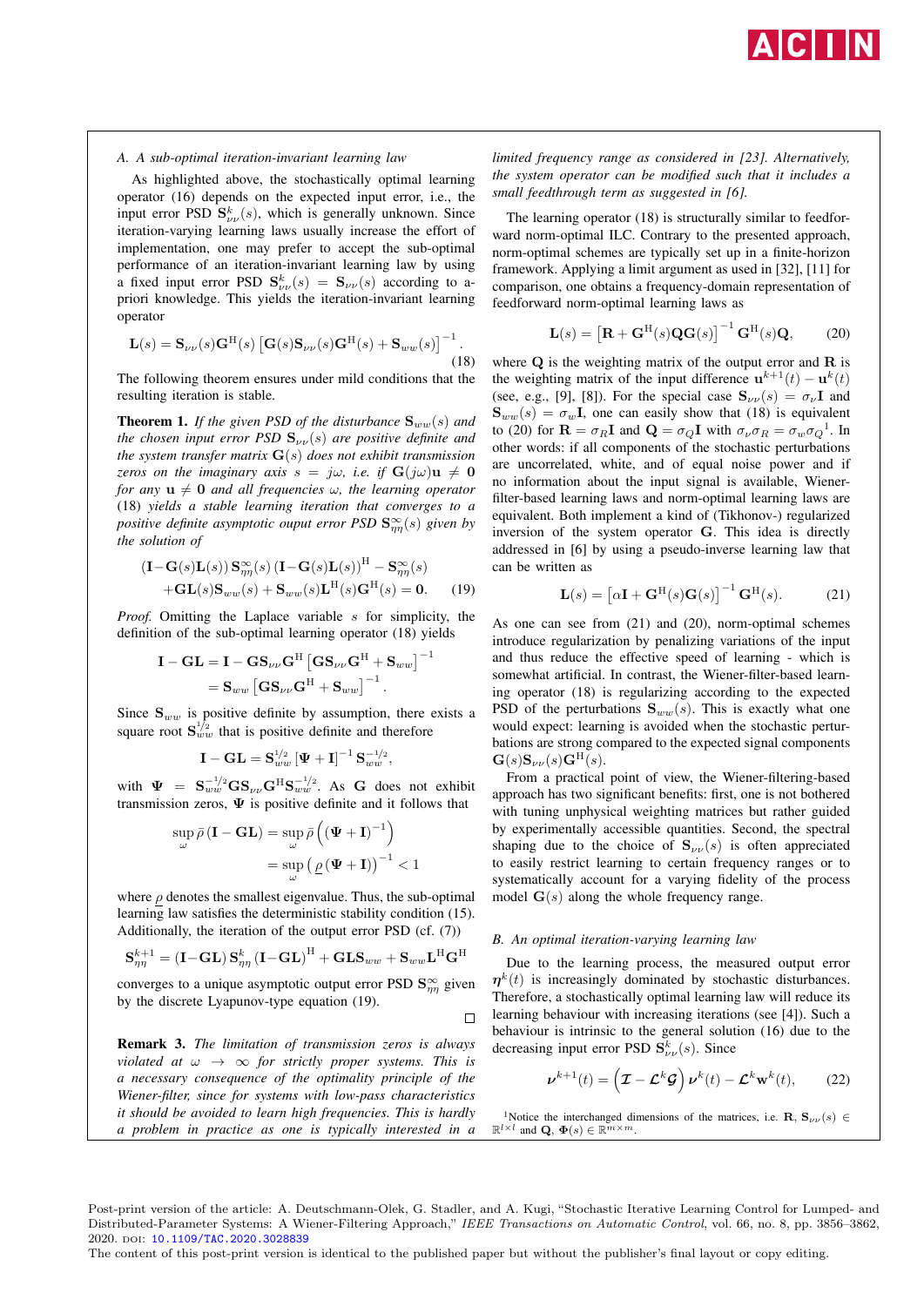### A. A sub-optimal iteration-invariant learning law

As highlighted above, the stochastically optimal learning operator (16) depends on the expected input error, i.e., the input error PSD $\mathbf{S}^k_{\nu\nu}(s)$, which is generally unknown. Since iteration-varying learning laws usually increase the effort of implementation, one may prefer to accept the sub-optimal performance of an iteration-invariant learning law by using a fixed input error PSD $\mathbf{S}^k_{\nu\nu}(s) = \mathbf{S}_{\nu\nu}(s)$ according to a-priori knowledge. This yields the iteration-invariant learning operator

$$\mathbf{L}(s) = \mathbf{S}_{\nu\nu}(s)\mathbf{G}^{\mathrm{H}}(s)\left[\mathbf{G}(s)\mathbf{S}_{\nu\nu}(s)\mathbf{G}^{\mathrm{H}}(s) + \mathbf{S}_{ww}(s)\right]^{-1}. \tag{18}$$

The following theorem ensures under mild conditions that the resulting learning iteration is stable.

**Theorem 1.** *If the given PSD of the disturbance $\mathbf{S}_{ww}(s)$ and the chosen input error PSD $\mathbf{S}_{\nu\nu}(s)$ are positive definite and the system transfer matrix $\mathbf{G}(s)$ does not exhibit transmission zeros on the imaginary axis $s = j\omega$, i.e. if $\mathbf{G}(j\omega)\mathbf{u} \neq \mathbf{0}$ for any $\mathbf{u} \neq \mathbf{0}$ and all frequencies $\omega$, the learning operator (18) yields a stable learning iteration that converges to a positive definite asymptotic ouput error PSD $\mathbf{S}^\infty_{\eta\eta}(s)$ given by the solution of*

$$\begin{aligned}(\mathbf{I}-\mathbf{G}(s)\mathbf{L}(s))\,\mathbf{S}^\infty_{\eta\eta}(s)\,(\mathbf{I}-\mathbf{G}(s)\mathbf{L}(s))^{\mathrm{H}} - \mathbf{S}^\infty_{\eta\eta}(s)&\\ +\mathbf{G}\mathbf{L}(s)\mathbf{S}_{ww}(s) + \mathbf{S}_{ww}(s)\mathbf{L}^{\mathrm{H}}(s)\mathbf{G}^{\mathrm{H}}(s) = \mathbf{0}.&\end{aligned} \tag{19}$$

*Proof.* Omitting the Laplace variable $s$ for simplicity, the definition of the sub-optimal learning operator (18) yields

$$\begin{aligned}\mathbf{I}-\mathbf{G}\mathbf{L} &= \mathbf{I} - \mathbf{G}\mathbf{S}_{\nu\nu}\mathbf{G}^{\mathrm{H}}\left[\mathbf{G}\mathbf{S}_{\nu\nu}\mathbf{G}^{\mathrm{H}} + \mathbf{S}_{ww}\right]^{-1}\\ &= \mathbf{S}_{ww}\left[\mathbf{G}\mathbf{S}_{\nu\nu}\mathbf{G}^{\mathrm{H}} + \mathbf{S}_{ww}\right]^{-1}.\end{aligned}$$

Since $\mathbf{S}_{ww}$ is positive definite by assumption, there exists a square root $\mathbf{S}_{ww}^{1/2}$ that is positive definite and therefore

$$\mathbf{I}-\mathbf{G}\mathbf{L} = \mathbf{S}_{ww}^{1/2}\left[\mathbf{\Psi} + \mathbf{I}\right]^{-1}\mathbf{S}_{ww}^{-1/2},$$

with $\mathbf{\Psi} = \mathbf{S}_{ww}^{-1/2}\mathbf{G}\mathbf{S}_{\nu\nu}\mathbf{G}^{\mathrm{H}}\mathbf{S}_{ww}^{-1/2}$. As $\mathbf{G}$ does not exhibit transmission zeros, $\mathbf{\Psi}$ is positive definite and it follows that

$$\begin{aligned}\sup_\omega \bar\rho\left(\mathbf{I}-\mathbf{G}\mathbf{L}\right) &= \sup_\omega \bar\rho\left(\left(\mathbf{\Psi}+\mathbf{I}\right)^{-1}\right)\\ &= \sup_\omega \left(\underline{\rho}\left(\mathbf{\Psi}+\mathbf{I}\right)\right)^{-1} < 1\end{aligned}$$

where $\underline{\rho}$ denotes the smallest eigenvalue. Thus, the sub-optimal learning law satisfies the deterministic stability condition (15). Additionally, the iteration of the output error PSD (cf. (7))

$$\mathbf{S}^{k+1}_{\eta\eta} = \left(\mathbf{I}-\mathbf{G}\mathbf{L}\right)\mathbf{S}^k_{\eta\eta}\left(\mathbf{I}-\mathbf{G}\mathbf{L}\right)^{\mathrm{H}} + \mathbf{G}\mathbf{L}\mathbf{S}_{ww} + \mathbf{S}_{ww}\mathbf{L}^{\mathrm{H}}\mathbf{G}^{\mathrm{H}}$$

converges to a unique asymptotic output error PSD $\mathbf{S}^\infty_{\eta\eta}$ given by the discrete Lyapunov-type equation (19). □

**Remark 3.** *The limitation of transmission zeros is always violated at $\omega \to \infty$ for strictly proper systems. This is a necessary consequence of the optimality principle of the Wiener-filter, since for systems with low-pass characteristics it should be avoided to learn high frequencies. This is hardly a problem in practice as one is typically interested in a limited frequency range as considered in [23]. Alternatively, the system operator can be modified such that it includes a small feedthrough term as suggested in [6].*

The learning operator (18) is structurally similar to feedforward norm-optimal ILC. Contrary to the presented approach, norm-optimal schemes are typically set up in a finite-horizon framework. Applying a limit argument as used in [32], [11] for comparison, one obtains a frequency-domain representation of feedforward norm-optimal learning laws as

$$\mathbf{L}(s) = \left[\mathbf{R} + \mathbf{G}^{\mathrm{H}}(s)\mathbf{Q}\mathbf{G}(s)\right]^{-1}\mathbf{G}^{\mathrm{H}}(s)\mathbf{Q}, \tag{20}$$

where $\mathbf{Q}$ is the weighting matrix of the output error and $\mathbf{R}$ is the weighting matrix of the input difference $\mathbf{u}^{k+1}(t) - \mathbf{u}^k(t)$ (see, e.g., [9], [8]). For the special case $\mathbf{S}_{\nu\nu}(s) = \sigma_\nu\mathbf{I}$ and $\mathbf{S}_{ww}(s) = \sigma_w\mathbf{I}$, one can easily show that (18) is equivalent to (20) for $\mathbf{R} = \sigma_R\mathbf{I}$ and $\mathbf{Q} = \sigma_Q\mathbf{I}$ with $\sigma_\nu\sigma_R = \sigma_w\sigma_Q$[1]. In other words: if all components of the stochastic perturbations are uncorrelated, white, and of equal noise power and if no information about the input signal is available, Wiener-filter-based learning laws and norm-optimal learning laws are equivalent. Both implement a kind of (Tikhonov-) regularized inversion of the system operator $\mathbf{G}$. This idea is directly addressed in [6] by using a pseudo-inverse learning law that can be written as

$$\mathbf{L}(s) = \left[\alpha\mathbf{I} + \mathbf{G}^{\mathrm{H}}(s)\mathbf{G}(s)\right]^{-1}\mathbf{G}^{\mathrm{H}}(s). \tag{21}$$

As one can see from (21) and (20), norm-optimal schemes introduce regularization by penalizing variations of the input and thus reduce the effective speed of learning - which is somewhat artificial. In contrast, the Wiener-filter-based learning operator (18) is regularizing according to the expected PSD of the perturbations $\mathbf{S}_{ww}(s)$. This is exactly what one would expect: learning is avoided when the stochastic perturbations are strong compared to the expected signal components $\mathbf{G}(s)\mathbf{S}_{\nu\nu}(s)\mathbf{G}^{\mathrm{H}}(s)$.

From a practical point of view, the Wiener-filtering-based approach has two significant benefits: first, one is not bothered with tuning unphysical weighting matrices but rather guided by experimentally accessible quantities. Second, the spectral shaping due to the choice of $\mathbf{S}_{\nu\nu}(s)$ is often appreciated to easily restrict learning to certain frequency ranges or to systematically account for a varying fidelity of the process model $\mathbf{G}(s)$ along the whole frequency range.

### B. An optimal iteration-varying learning law

Due to the learning process, the measured output error $\boldsymbol{\eta}^k(t)$ is increasingly dominated by stochastic disturbances. Therefore, a stochastically optimal learning law will reduce its learning behaviour with increasing iterations (see [4]). Such a behaviour is intrinsic to the general solution (16) due to the decreasing input error PSD $\mathbf{S}^k_{\nu\nu}(s)$. Since

$$\boldsymbol{\nu}^{k+1}(t) = \left(\boldsymbol{\mathcal{I}} - \boldsymbol{\mathcal{L}}^k\boldsymbol{\mathcal{G}}\right)\boldsymbol{\nu}^k(t) - \boldsymbol{\mathcal{L}}^k\mathbf{w}^k(t), \tag{22}$$

[1] Notice the interchanged dimensions of the matrices, i.e. $\mathbf{R}$, $\mathbf{S}_{\nu\nu}(s) \in \mathbb{R}^{l\times l}$ and $\mathbf{Q}$, $\mathbf{\Phi}(s) \in \mathbb{R}^{m\times m}$.

Post-print version of the article: A. Deutschmann-Olek, G. Stadler, and A. Kugi, “Stochastic Iterative Learning Control for Lumped- and Distributed-Parameter Systems: A Wiener-Filtering Approach,” *IEEE Transactions on Automatic Control*, vol. 66, no. 8, pp. 3856–3862, 2020. DOI: 10.1109/TAC.2020.3028839

The content of this post-print version is identical to the published paper but without the publisher's final layout or copy editing.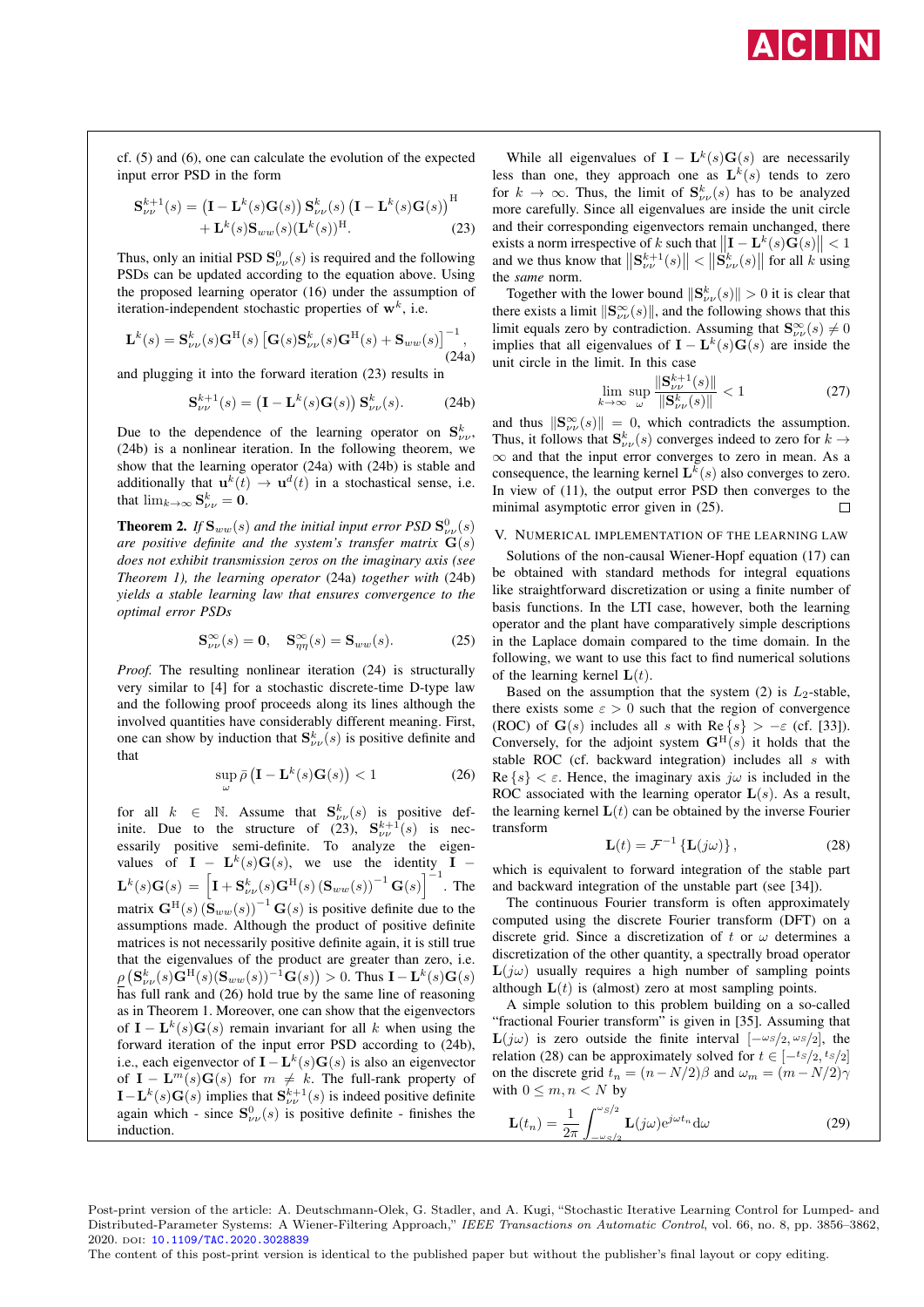cf. (5) and (6), one can calculate the evolution of the expected input error PSD in the form

$$\mathbf{S}_{\nu\nu}^{k+1}(s) = \left(\mathbf{I} - \mathbf{L}^k(s)\mathbf{G}(s)\right)\mathbf{S}_{\nu\nu}^k(s)\left(\mathbf{I} - \mathbf{L}^k(s)\mathbf{G}(s)\right)^{\mathrm{H}} + \mathbf{L}^k(s)\mathbf{S}_{ww}(s)(\mathbf{L}^k(s))^{\mathrm{H}}. \tag{23}$$

Thus, only an initial PSD $\mathbf{S}_{\nu\nu}^0(s)$ is required and the following PSDs can be updated according to the equation above. Using the proposed learning operator (16) under the assumption of iteration-independent stochastic properties of $\mathbf{w}^k$, i.e.

$$\mathbf{L}^k(s) = \mathbf{S}_{\nu\nu}^k(s)\mathbf{G}^{\mathrm{H}}(s)\left[\mathbf{G}(s)\mathbf{S}_{\nu\nu}^k(s)\mathbf{G}^{\mathrm{H}}(s) + \mathbf{S}_{ww}(s)\right]^{-1}, \tag{24a}$$

and plugging it into the forward iteration (23) results in

$$\mathbf{S}_{\nu\nu}^{k+1}(s) = \left(\mathbf{I} - \mathbf{L}^k(s)\mathbf{G}(s)\right)\mathbf{S}_{\nu\nu}^k(s). \tag{24b}$$

Due to the dependence of the learning operator on $\mathbf{S}_{\nu\nu}^k$, (24b) is a nonlinear iteration. In the following theorem, we show that the learning operator (24a) with (24b) is stable and additionally that $\mathbf{u}^k(t) \to \mathbf{u}^d(t)$ in a stochastical sense, i.e. that $\lim_{k\to\infty} \mathbf{S}_{\nu\nu}^k = \mathbf{0}$.

**Theorem 2.** *If $\mathbf{S}_{ww}(s)$ and the initial input error PSD $\mathbf{S}_{\nu\nu}^0(s)$ are positive definite and the system's transfer matrix $\mathbf{G}(s)$ does not exhibit transmission zeros on the imaginary axis (see Theorem 1), the learning operator (24a) together with (24b) yields a stable learning law that ensures convergence to the optimal error PSDs*

$$\mathbf{S}_{\nu\nu}^\infty(s) = \mathbf{0}, \quad \mathbf{S}_{\eta\eta}^\infty(s) = \mathbf{S}_{ww}(s). \tag{25}$$

*Proof.* The resulting nonlinear iteration (24) is structurally very similar to [4] for a stochastic discrete-time D-type law and the following proof proceeds along its lines although the involved quantities have considerably different meaning. First, one can show by induction that $\mathbf{S}_{\nu\nu}^k(s)$ is positive definite and that

$$\sup_\omega \bar{\rho}\left(\mathbf{I} - \mathbf{L}^k(s)\mathbf{G}(s)\right) < 1 \tag{26}$$

for all $k \in \mathbb{N}$. Assume that $\mathbf{S}_{\nu\nu}^k(s)$ is positive definite. Due to the structure of (23), $\mathbf{S}_{\nu\nu}^{k+1}(s)$ is necessarily positive semi-definite. To analyze the eigenvalues of $\mathbf{I} - \mathbf{L}^k(s)\mathbf{G}(s)$, we use the identity $\mathbf{I} - \mathbf{L}^k(s)\mathbf{G}(s) = \left[\mathbf{I} + \mathbf{S}_{\nu\nu}^k(s)\mathbf{G}^{\mathrm{H}}(s)\left(\mathbf{S}_{ww}(s)\right)^{-1}\mathbf{G}(s)\right]^{-1}$. The matrix $\mathbf{G}^{\mathrm{H}}(s)\left(\mathbf{S}_{ww}(s)\right)^{-1}\mathbf{G}(s)$ is positive definite due to the assumptions made. Although the product of positive definite matrices is not necessarily positive definite again, it is still true that the eigenvalues of the product are greater than zero, i.e. $\rho\left(\mathbf{S}_{\nu\nu}^k(s)\mathbf{G}^{\mathrm{H}}(s)(\mathbf{S}_{ww}(s))^{-1}\mathbf{G}(s)\right) > 0$. Thus $\mathbf{I} - \mathbf{L}^k(s)\mathbf{G}(s)$ has full rank and (26) hold true by the same line of reasoning as in Theorem 1. Moreover, one can show that the eigenvectors of $\mathbf{I} - \mathbf{L}^k(s)\mathbf{G}(s)$ remain invariant for all $k$ when using the forward iteration of the input error PSD according to (24b), i.e., each eigenvector of $\mathbf{I} - \mathbf{L}^k(s)\mathbf{G}(s)$ is also an eigenvector of $\mathbf{I} - \mathbf{L}^m(s)\mathbf{G}(s)$ for $m \neq k$. The full-rank property of $\mathbf{I} - \mathbf{L}^k(s)\mathbf{G}(s)$ implies that $\mathbf{S}_{\nu\nu}^{k+1}(s)$ is indeed positive definite again which - since $\mathbf{S}_{\nu\nu}^0(s)$ is positive definite - finishes the induction.

While all eigenvalues of $\mathbf{I} - \mathbf{L}^k(s)\mathbf{G}(s)$ are necessarily less than one, they approach one as $\mathbf{L}^k(s)$ tends to zero for $k \to \infty$. Thus, the limit of $\mathbf{S}_{\nu\nu}^k(s)$ has to be analyzed more carefully. Since all eigenvalues are inside the unit circle and their corresponding eigenvectors remain unchanged, there exists a norm irrespective of $k$ such that $\left\|\mathbf{I} - \mathbf{L}^k(s)\mathbf{G}(s)\right\| < 1$ and we thus know that $\left\|\mathbf{S}_{\nu\nu}^{k+1}(s)\right\| < \left\|\mathbf{S}_{\nu\nu}^k(s)\right\|$ for all $k$ using the *same* norm.

Together with the lower bound $\|\mathbf{S}_{\nu\nu}^k(s)\| > 0$ it is clear that there exists a limit $\|\mathbf{S}_{\nu\nu}^\infty(s)\|$, and the following shows that this limit equals zero by contradiction. Assuming that $\mathbf{S}_{\nu\nu}^\infty(s) \neq 0$ implies that all eigenvalues of $\mathbf{I} - \mathbf{L}^k(s)\mathbf{G}(s)$ are inside the unit circle in the limit. In this case

$$\lim_{k\to\infty} \sup_\omega \frac{\|\mathbf{S}_{\nu\nu}^{k+1}(s)\|}{\|\mathbf{S}_{\nu\nu}^k(s)\|} < 1 \tag{27}$$

and thus $\|\mathbf{S}_{\nu\nu}^\infty(s)\| = 0$, which contradicts the assumption. Thus, it follows that $\mathbf{S}_{\nu\nu}^k(s)$ converges indeed to zero for $k \to \infty$ and that the input error converges to zero in mean. As a consequence, the learning kernel $\mathbf{L}^k(s)$ also converges to zero. In view of (11), the output error PSD then converges to the minimal asymptotic error given in (25). □

## V. Numerical implementation of the learning law

Solutions of the non-causal Wiener-Hopf equation (17) can be obtained with standard methods for integral equations like straightforward discretization or using a finite number of basis functions. In the LTI case, however, both the learning operator and the plant have comparatively simple descriptions in the Laplace domain compared to the time domain. In the following, we want to use this fact to find numerical solutions of the learning kernel $\mathbf{L}(t)$.

Based on the assumption that the system (2) is $L_2$-stable, there exists some $\varepsilon > 0$ such that the region of convergence (ROC) of $\mathbf{G}(s)$ includes all $s$ with $\mathrm{Re}\{s\} > -\varepsilon$ (cf. [33]). Conversely, for the adjoint system $\mathbf{G}^{\mathrm{H}}(s)$ it holds that the stable ROC (cf. backward integration) includes all $s$ with $\mathrm{Re}\{s\} < \varepsilon$. Hence, the imaginary axis $j\omega$ is included in the ROC associated with the learning operator $\mathbf{L}(s)$. As a result, the learning kernel $\mathbf{L}(t)$ can be obtained by the inverse Fourier transform

$$\mathbf{L}(t) = \mathcal{F}^{-1}\left\{\mathbf{L}(j\omega)\right\}, \tag{28}$$

which is equivalent to forward integration of the stable part and backward integration of the unstable part (see [34]).

The continuous Fourier transform is often approximately computed using the discrete Fourier transform (DFT) on a discrete grid. Since a discretization of $t$ or $\omega$ determines a discretization of the other quantity, a spectrally broad operator $\mathbf{L}(j\omega)$ usually requires a high number of sampling points although $\mathbf{L}(t)$ is (almost) zero at most sampling points.

A simple solution to this problem building on a so-called "fractional Fourier transform" is given in [35]. Assuming that $\mathbf{L}(j\omega)$ is zero outside the finite interval $[-\omega_S/2, \omega_S/2]$, the relation (28) can be approximately solved for $t \in [-t_S/2, t_S/2]$ on the discrete grid $t_n = (n - N/2)\beta$ and $\omega_m = (m - N/2)\gamma$ with $0 \leq m, n < N$ by

$$\mathbf{L}(t_n) = \frac{1}{2\pi}\int_{-\omega_S/2}^{\omega_S/2} \mathbf{L}(j\omega)\mathrm{e}^{j\omega t_n}\mathrm{d}\omega \tag{29}$$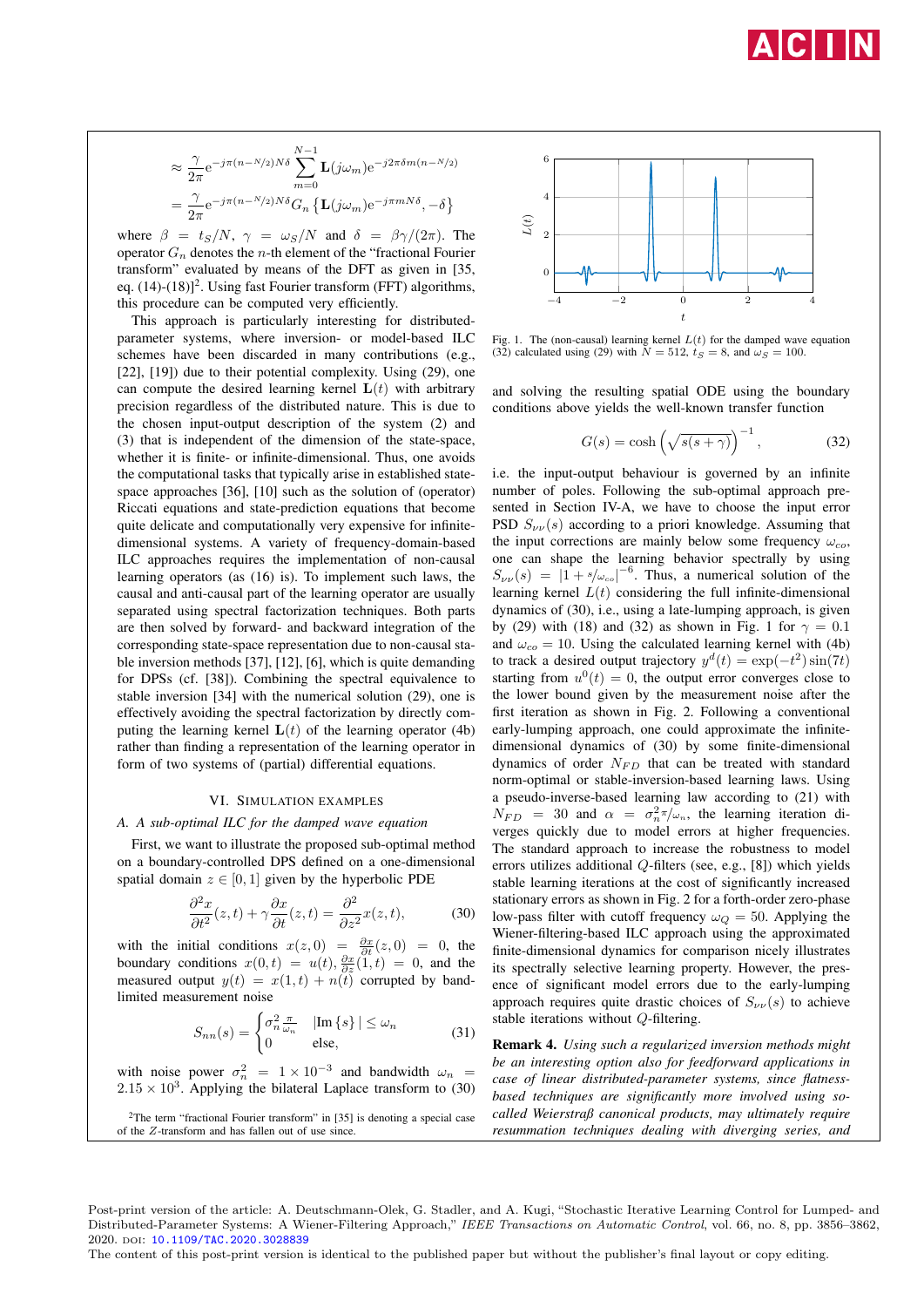$$\approx \frac{\gamma}{2\pi} e^{-j\pi(n-N/2)N\delta} \sum_{m=0}^{N-1} \mathbf{L}(j\omega_m) e^{-j2\pi\delta m(n-N/2)}$$

$$= \frac{\gamma}{2\pi} e^{-j\pi(n-N/2)N\delta} G_n \left\{ \mathbf{L}(j\omega_m) e^{-j\pi m N\delta}, -\delta \right\}$$

where $\beta = t_S/N$, $\gamma = \omega_S/N$ and $\delta = \beta\gamma/(2\pi)$. The operator $G_n$ denotes the $n$-th element of the "fractional Fourier transform" evaluated by means of the DFT as given in [35, eq. (14)-(18)][2]. Using fast Fourier transform (FFT) algorithms, this procedure can be computed very efficiently.

This approach is particularly interesting for distributed-parameter systems, where inversion- or model-based ILC schemes have been discarded in many contributions (e.g., [22], [19]) due to their potential complexity. Using (29), one can compute the desired learning kernel $\mathbf{L}(t)$ with arbitrary precision regardless of the distributed nature. This is due to the chosen input-output description of the system (2) and (3) that is independent of the dimension of the state-space, whether it is finite- or infinite-dimensional. Thus, one avoids the computational tasks that typically arise in established state-space approaches [36], [10] such as the solution of (operator) Riccati equations and state-prediction equations that become quite delicate and computationally very expensive for infinite-dimensional systems. A variety of frequency-domain-based ILC approaches requires the implementation of non-causal learning operators (as (16) is). To implement such laws, the causal and anti-causal part of the learning operator are usually separated using spectral factorization techniques. Both parts are then solved by forward- and backward integration of the corresponding state-space representation due to non-causal stable inversion methods [37], [12], [6], which is quite demanding for DPSs (cf. [38]). Combining the spectral equivalence to stable inversion [34] with the numerical solution (29), one is effectively avoiding the spectral factorization by directly computing the learning kernel $\mathbf{L}(t)$ of the learning operator (4b) rather than finding a representation of the learning operator in form of two systems of (partial) differential equations.

## VI. Simulation Examples

### A. A sub-optimal ILC for the damped wave equation

First, we want to illustrate the proposed sub-optimal method on a boundary-controlled DPS defined on a one-dimensional spatial domain $z \in [0, 1]$ given by the hyperbolic PDE

$$\frac{\partial^2 x}{\partial t^2}(z,t) + \gamma \frac{\partial x}{\partial t}(z,t) = \frac{\partial^2}{\partial z^2} x(z,t), \tag{30}$$

with the initial conditions $x(z, 0) = \frac{\partial x}{\partial t}(z, 0) = 0$, the boundary conditions $x(0, t) = u(t)$, $\frac{\partial x}{\partial z}(1, t) = 0$, and the measured output $y(t) = x(1, t) + n(t)$ corrupted by band-limited measurement noise

$$S_{nn}(s) = \begin{cases} \sigma_n^2 \frac{\pi}{\omega_n} & |\mathrm{Im}\,\{s\}| \leq \omega_n \\ 0 & \text{else}, \end{cases} \tag{31}$$

with noise power $\sigma_n^2 = 1 \times 10^{-3}$ and bandwidth $\omega_n = 2.15 \times 10^3$. Applying the bilateral Laplace transform to (30) and solving the resulting spatial ODE using the boundary conditions above yields the well-known transfer function

$$G(s) = \cosh\left(\sqrt{s(s+\gamma)}\right)^{-1}, \tag{32}$$

i.e. the input-output behaviour is governed by an infinite number of poles. Following the sub-optimal approach presented in Section IV-A, we have to choose the input error PSD $S_{\nu\nu}(s)$ according to a priori knowledge. Assuming that the input corrections are mainly below some frequency $\omega_{co}$, one can shape the learning behavior spectrally by using $S_{\nu\nu}(s) = |1 + s/\omega_{co}|^{-6}$. Thus, a numerical solution of the learning kernel $L(t)$ considering the full infinite-dimensional dynamics of (30), i.e., using a late-lumping approach, is given by (29) with (18) and (32) as shown in Fig. 1 for $\gamma = 0.1$ and $\omega_{co} = 10$. Using the calculated learning kernel with (4b) to track a desired output trajectory $y^d(t) = \exp(-t^2)\sin(7t)$ starting from $u^0(t) = 0$, the output error converges close to the lower bound given by the measurement noise after the first iteration as shown in Fig. 2. Following a conventional early-lumping approach, one could approximate the infinite-dimensional dynamics of (30) by some finite-dimensional dynamics of order $N_{FD}$ that can be treated with standard norm-optimal or stable-inversion-based learning laws. Using a pseudo-inverse-based learning law according to (21) with $N_{FD} = 30$ and $\alpha = \sigma_n^2\pi/\omega_n$, the learning iteration diverges quickly due to model errors at higher frequencies. The standard approach to increase the robustness to model errors utilizes additional $Q$-filters (see, e.g., [8]) which yields stable learning iterations at the cost of significantly increased stationary errors as shown in Fig. 2 for a forth-order zero-phase low-pass filter with cutoff frequency $\omega_Q = 50$. Applying the Wiener-filtering-based ILC approach using the approximated finite-dimensional dynamics for comparison nicely illustrates its spectrally selective learning property. However, the presence of significant model errors due to the early-lumping approach requires quite drastic choices of $S_{\nu\nu}(s)$ to achieve stable iterations without $Q$-filtering.

Fig. 1. The (non-causal) learning kernel $L(t)$ for the damped wave equation (32) calculated using (29) with $N = 512$, $t_S = 8$, and $\omega_S = 100$.

**Remark 4.** *Using such a regularized inversion methods might be an interesting option also for feedforward applications in case of linear distributed-parameter systems, since flatness-based techniques are significantly more involved using so-called Weierstraß canonical products, may ultimately require resummation techniques dealing with diverging series, and*

[2] The term "fractional Fourier transform" in [35] is denoting a special case of the $Z$-transform and has fallen out of use since.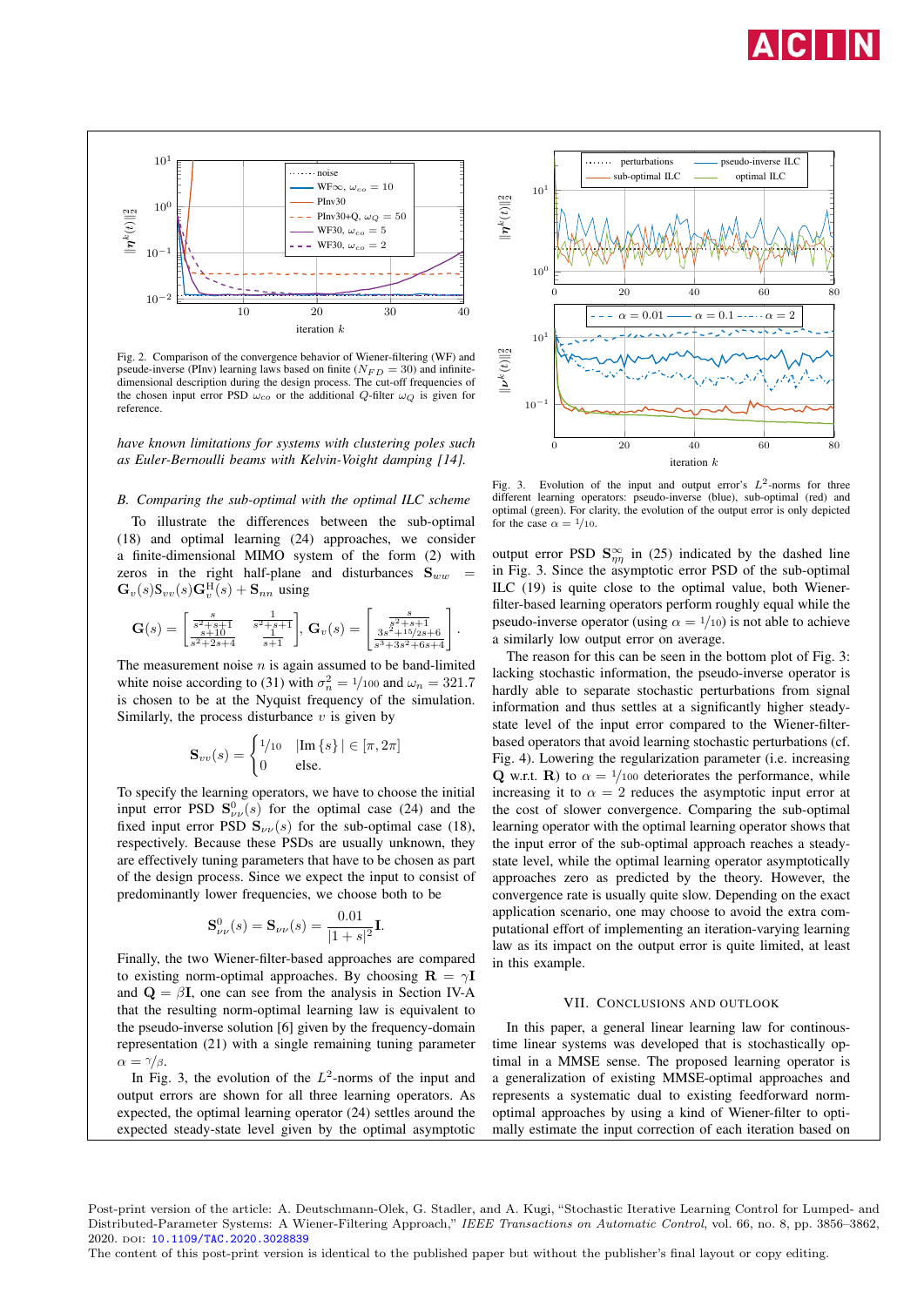Fig. 2. Comparison of the convergence behavior of Wiener-filtering (WF) and pseude-inverse (PInv) learning laws based on finite ($N_{FD} = 30$) and infinite-dimensional description during the design process. The cut-off frequencies of the chosen input error PSD $\omega_{co}$ or the additional $Q$-filter $\omega_Q$ is given for reference.

*have known limitations for systems with clustering poles such as Euler-Bernoulli beams with Kelvin-Voight damping [14].*

### B. Comparing the sub-optimal with the optimal ILC scheme

To illustrate the differences between the sub-optimal (18) and optimal learning (24) approaches, we consider a finite-dimensional MIMO system of the form (2) with zeros in the right half-plane and disturbances $\mathbf{S}_{ww} = \mathbf{G}_v(s)\mathbf{S}_{vv}(s)\mathbf{G}_v^{\mathrm{H}}(s) + \mathbf{S}_{nn}$ using

$$\mathbf{G}(s) = \begin{bmatrix} \frac{s}{s^2+s+1} & \frac{1}{s^2+s+1} \\ \frac{s+10}{s^2+2s+4} & \frac{1}{s+1} \end{bmatrix}, \; \mathbf{G}_v(s) = \begin{bmatrix} \frac{s}{s^2+s+1} \\ \frac{s^2+s+1}{3s^3+15/2s+6} \\ \frac{3s^2+15/2s+6}{s^3+3s^2+6s+4} \end{bmatrix}.$$

The measurement noise $n$ is again assumed to be band-limited white noise according to (31) with $\sigma_n^2 = 1/100$ and $\omega_n = 321.7$ is chosen to be at the Nyquist frequency of the simulation. Similarly, the process disturbance $v$ is given by

$$\mathbf{S}_{vv}(s) = \begin{cases} 1/10 & |\mathrm{Im}\{s\}| \in [\pi, 2\pi] \\ 0 & \text{else.} \end{cases}$$

To specify the learning operators, we have to choose the initial input error PSD $\mathbf{S}_{\nu\nu}^0(s)$ for the optimal case (24) and the fixed input error PSD $\mathbf{S}_{\nu\nu}(s)$ for the sub-optimal case (18), respectively. Because these PSDs are usually unknown, they are effectively tuning parameters that have to be chosen as part of the design process. Since we expect the input to consist of predominantly lower frequencies, we choose both to be

$$\mathbf{S}_{\nu\nu}^0(s) = \mathbf{S}_{\nu\nu}(s) = \frac{0.01}{|1+s|^2}\mathbf{I}.$$

Finally, the two Wiener-filter-based approaches are compared to existing norm-optimal approaches. By choosing $\mathbf{R} = \gamma\mathbf{I}$ and $\mathbf{Q} = \beta\mathbf{I}$, one can see from the analysis in Section IV-A that the resulting norm-optimal learning law is equivalent to the pseudo-inverse solution [6] given by the frequency-domain representation (21) with a single remaining tuning parameter $\alpha = \gamma/\beta$.

In Fig. 3, the evolution of the $L^2$-norms of the input and output errors are shown for all three learning operators. As expected, the optimal learning operator (24) settles around the expected steady-state level given by the optimal asymptotic output error PSD $\mathbf{S}_{\eta\eta}^{\infty}$ in (25) indicated by the dashed line in Fig. 3. Since the asymptotic error PSD of the sub-optimal ILC (19) is quite close to the optimal value, both Wiener-filter-based learning operators perform roughly equal while the pseudo-inverse operator (using $\alpha = 1/10$) is not able to achieve a similarly low output error on average.

Fig. 3. Evolution of the input and output error's $L^2$-norms for three different learning operators: pseudo-inverse (blue), sub-optimal (red) and optimal (green). For clarity, the evolution of the output error is only depicted for the case $\alpha = 1/10$.

The reason for this can be seen in the bottom plot of Fig. 3: lacking stochastic information, the pseudo-inverse operator is hardly able to separate stochastic perturbations from signal information and thus settles at a significantly higher steady-state level of the input error compared to the Wiener-filter-based operators that avoid learning stochastic perturbations (cf. Fig. 4). Lowering the regularization parameter (i.e. increasing $\mathbf{Q}$ w.r.t. $\mathbf{R}$) to $\alpha = 1/100$ deteriorates the performance, while increasing it to $\alpha = 2$ reduces the asymptotic input error at the cost of slower convergence. Comparing the sub-optimal learning operator with the optimal learning operator shows that the input error of the sub-optimal approach reaches a steady-state level, while the optimal learning operator asymptotically approaches zero as predicted by the theory. However, the convergence rate is usually quite slow. Depending on the exact application scenario, one may choose to avoid the extra computational effort of implementing an iteration-varying learning law as its impact on the output error is quite limited, at least in this example.

## VII. Conclusions and Outlook

In this paper, a general linear learning law for continous-time linear systems was developed that is stochastically optimal in a MMSE sense. The proposed learning operator is a generalization of existing MMSE-optimal approaches and represents a systematic dual to existing feedforward norm-optimal approaches by using a kind of Wiener-filter to optimally estimate the input correction of each iteration based on

Post-print version of the article: A. Deutschmann-Olek, G. Stadler, and A. Kugi, "Stochastic Iterative Learning Control for Lumped- and Distributed-Parameter Systems: A Wiener-Filtering Approach," *IEEE Transactions on Automatic Control*, vol. 66, no. 8, pp. 3856–3862, 2020. DOI: 10.1109/TAC.2020.3028839
The content of this post-print version is identical to the published paper but without the publisher's final layout or copy editing.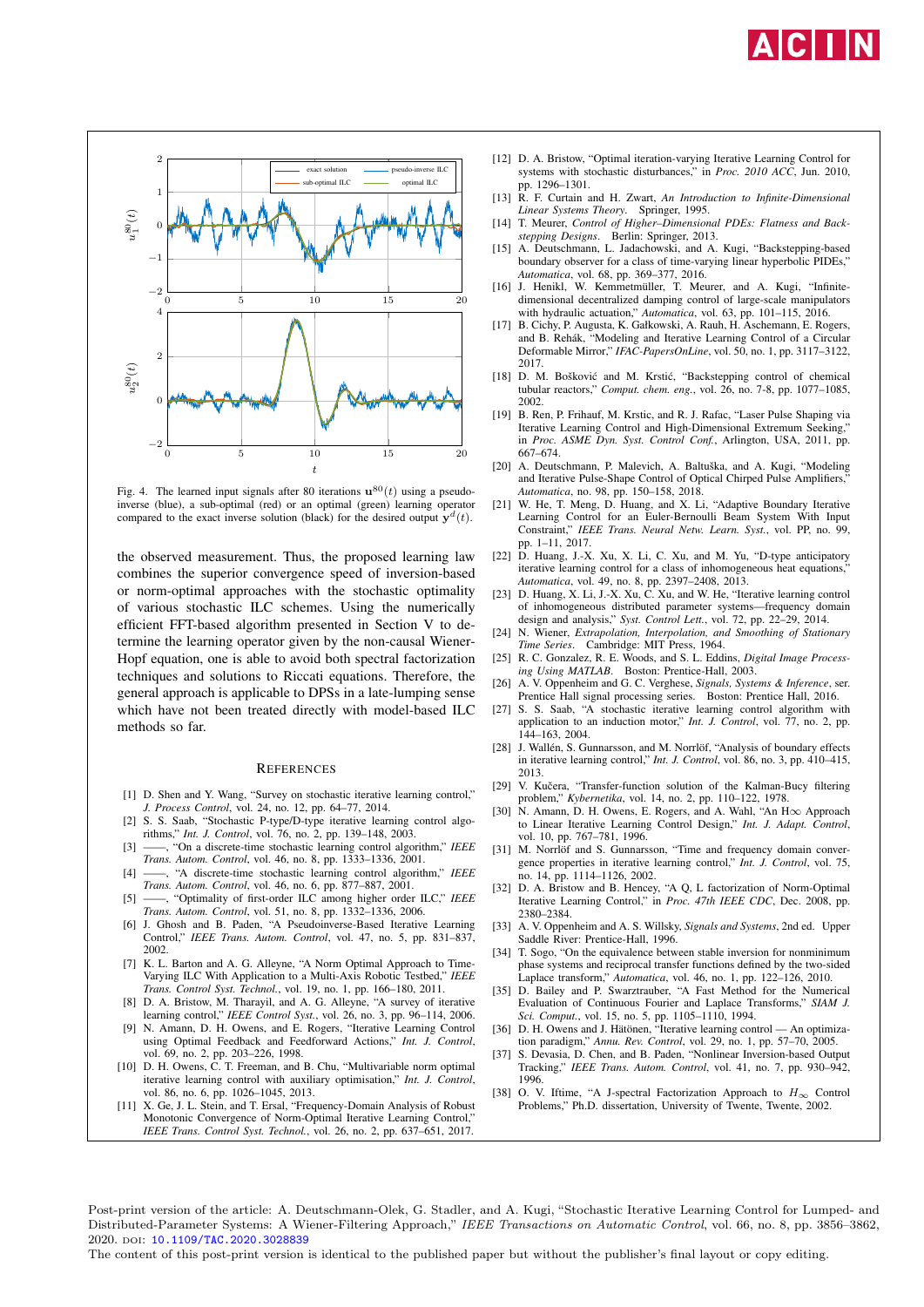2
1
0
−1
−2
0 5 10 15 20

exact solution
pseudo-inverse ILC
sub-optimal ILC
optimal ILC

$u_1^{80}(t)$

4
2
0
−2
0 5 10 15 20

$u_2^{80}(t)$

$t$

Fig. 4. The learned input signals after 80 iterations $\mathbf{u}^{80}(t)$ using a pseudo-inverse (blue), a sub-optimal (red) or an optimal (green) learning operator compared to the exact inverse solution (black) for the desired output $\mathbf{y}^d(t)$.

the observed measurement. Thus, the proposed learning law combines the superior convergence speed of inversion-based or norm-optimal approaches with the stochastic optimality of various stochastic ILC schemes. Using the numerically efficient FFT-based algorithm presented in Section V to determine the learning operator given by the non-causal Wiener-Hopf equation, one is able to avoid both spectral factorization techniques and solutions to Riccati equations. Therefore, the general approach is applicable to DPSs in a late-lumping sense which have not been treated directly with model-based ILC methods so far.

## References

[1] D. Shen and Y. Wang, "Survey on stochastic iterative learning control," *J. Process Control*, vol. 24, no. 12, pp. 64–77, 2014.

[2] S. S. Saab, "Stochastic P-type/D-type iterative learning control algorithms," *Int. J. Control*, vol. 76, no. 2, pp. 139–148, 2003.

[3] ——, "On a discrete-time stochastic learning control algorithm," *IEEE Trans. Autom. Control*, vol. 46, no. 8, pp. 1333–1336, 2001.

[4] ——, "A discrete-time stochastic learning control algorithm," *IEEE Trans. Autom. Control*, vol. 46, no. 6, pp. 877–887, 2001.

[5] ——, "Optimality of first-order ILC among higher order ILC," *IEEE Trans. Autom. Control*, vol. 51, no. 8, pp. 1332–1336, 2006.

[6] J. Ghosh and B. Paden, "A Pseudoinverse-Based Iterative Learning Control," *IEEE Trans. Autom. Control*, vol. 47, no. 5, pp. 831–837, 2002.

[7] K. L. Barton and A. G. Alleyne, "A Norm Optimal Approach to Time-Varying ILC With Application to a Multi-Axis Robotic Testbed," *IEEE Trans. Control Syst. Technol.*, vol. 19, no. 1, pp. 166–180, 2011.

[8] D. A. Bristow, M. Tharayil, and A. G. Alleyne, "A survey of iterative learning control," *IEEE Control Syst.*, vol. 26, no. 3, pp. 96–114, 2006.

[9] N. Amann, D. H. Owens, and E. Rogers, "Iterative Learning Control using Optimal Feedback and Feedforward Actions," *Int. J. Control*, vol. 69, no. 2, pp. 203–226, 1998.

[10] D. H. Owens, C. T. Freeman, and B. Chu, "Multivariable norm optimal iterative learning control with auxiliary optimisation," *Int. J. Control*, vol. 86, no. 6, pp. 1026–1045, 2013.

[11] X. Ge, J. L. Stein, and T. Ersal, "Frequency-Domain Analysis of Robust Monotonic Convergence of Norm-Optimal Iterative Learning Control," *IEEE Trans. Control Syst. Technol.*, vol. 26, no. 2, pp. 637–651, 2017.

[12] D. A. Bristow, "Optimal iteration-varying Iterative Learning Control for systems with stochastic disturbances," in *Proc. 2010 ACC*, Jun. 2010, pp. 1296–1301.

[13] R. F. Curtain and H. Zwart, *An Introduction to Infinite-Dimensional Linear Systems Theory*. Springer, 1995.

[14] T. Meurer, *Control of Higher–Dimensional PDEs: Flatness and Backstepping Designs*. Berlin: Springer, 2013.

[15] A. Deutschmann, L. Jadachowski, and A. Kugi, "Backstepping-based boundary observer for a class of time-varying linear hyperbolic PIDEs," *Automatica*, vol. 68, pp. 369–377, 2016.

[16] J. Henikl, W. Kemmetmüller, T. Meurer, and A. Kugi, "Infinite-dimensional decentralized damping control of large-scale manipulators with hydraulic actuation," *Automatica*, vol. 63, pp. 101–115, 2016.

[17] B. Cichy, P. Augusta, K. Gałkowski, A. Rauh, H. Aschemann, E. Rogers, and B. Rehák, "Modeling and Iterative Learning Control of a Circular Deformable Mirror," *IFAC-PapersOnLine*, vol. 50, no. 1, pp. 3117–3122, 2017.

[18] D. M. Bošković and M. Krstić, "Backstepping control of chemical tubular reactors," *Comput. chem. eng.*, vol. 26, no. 7-8, pp. 1077–1085, 2002.

[19] B. Ren, P. Frihauf, M. Krstic, and R. J. Rafac, "Laser Pulse Shaping via Iterative Learning Control and High-Dimensional Extremum Seeking," in *Proc. ASME Dyn. Syst. Control Conf.*, Arlington, USA, 2011, pp. 667–674.

[20] A. Deutschmann, P. Malevich, A. Baltuška, and A. Kugi, "Modeling and Iterative Pulse-Shape Control of Optical Chirped Pulse Amplifiers," *Automatica*, no. 98, pp. 150–158, 2018.

[21] W. He, T. Meng, D. Huang, and X. Li, "Adaptive Boundary Iterative Learning Control for an Euler-Bernoulli Beam System With Input Constraint," *IEEE Trans. Neural Netw. Learn. Syst.*, vol. PP, no. 99, pp. 1–11, 2017.

[22] D. Huang, J.-X. Xu, X. Li, C. Xu, and M. Yu, "D-type anticipatory iterative learning control for a class of inhomogeneous heat equations," *Automatica*, vol. 49, no. 8, pp. 2397–2408, 2013.

[23] D. Huang, X. Li, J.-X. Xu, C. Xu, and W. He, "Iterative learning control of inhomogeneous distributed parameter systems—frequency domain design and analysis," *Syst. Control Lett.*, vol. 72, pp. 22–29, 2014.

[24] N. Wiener, *Extrapolation, Interpolation, and Smoothing of Stationary Time Series*. Cambridge: MIT Press, 1964.

[25] R. C. Gonzalez, R. E. Woods, and S. L. Eddins, *Digital Image Processing Using MATLAB*. Boston: Prentice-Hall, 2003.

[26] A. V. Oppenheim and G. C. Verghese, *Signals, Systems & Inference*, ser. Prentice Hall signal processing series. Boston: Prentice Hall, 2016.

[27] S. S. Saab, "A stochastic iterative learning control algorithm with application to an induction motor," *Int. J. Control*, vol. 77, no. 2, pp. 144–163, 2004.

[28] J. Wallén, S. Gunnarsson, and M. Norrlöf, "Analysis of boundary effects in iterative learning control," *Int. J. Control*, vol. 86, no. 3, pp. 410–415, 2013.

[29] V. Kučera, "Transfer-function solution of the Kalman-Bucy filtering problem," *Kybernetika*, vol. 14, no. 2, pp. 110–122, 1978.

[30] N. Amann, D. H. Owens, E. Rogers, and A. Wahl, "An H∞ Approach to Linear Iterative Learning Control Design," *Int. J. Adapt. Control*, vol. 10, pp. 767–781, 1996.

[31] M. Norrlöf and S. Gunnarsson, "Time and frequency domain convergence properties in iterative learning control," *Int. J. Control*, vol. 75, no. 14, pp. 1114–1126, 2002.

[32] D. A. Bristow and B. Hencey, "A Q, L factorization of Norm-Optimal Iterative Learning Control," in *Proc. 47th IEEE CDC*, Dec. 2008, pp. 2380–2384.

[33] A. V. Oppenheim and A. S. Willsky, *Signals and Systems*, 2nd ed. Upper Saddle River: Prentice-Hall, 1996.

[34] T. Sogo, "On the equivalence between stable inversion for nonminimum phase systems and reciprocal transfer functions defined by the two-sided Laplace transform," *Automatica*, vol. 46, no. 1, pp. 122–126, 2010.

[35] D. Bailey and P. Swarztrauber, "A Fast Method for the Numerical Evaluation of Continuous Fourier and Laplace Transforms," *SIAM J. Sci. Comput.*, vol. 15, no. 5, pp. 1105–1110, 1994.

[36] D. H. Owens and J. Hätönen, "Iterative learning control — An optimization paradigm," *Annu. Rev. Control*, vol. 29, no. 1, pp. 57–70, 2005.

[37] S. Devasia, D. Chen, and B. Paden, "Nonlinear Inversion-based Output Tracking," *IEEE Trans. Autom. Control*, vol. 41, no. 7, pp. 930–942, 1996.

[38] O. V. Iftime, "A J-spectral Factorization Approach to $H_\infty$ Control Problems," Ph.D. dissertation, University of Twente, Twente, 2002.

Post-print version of the article: A. Deutschmann-Olek, G. Stadler, and A. Kugi, "Stochastic Iterative Learning Control for Lumped- and Distributed-Parameter Systems: A Wiener-Filtering Approach," *IEEE Transactions on Automatic Control*, vol. 66, no. 8, pp. 3856–3862, 2020. DOI: 10.1109/TAC.2020.3028839

The content of this post-print version is identical to the published paper but without the publisher's final layout or copy editing.